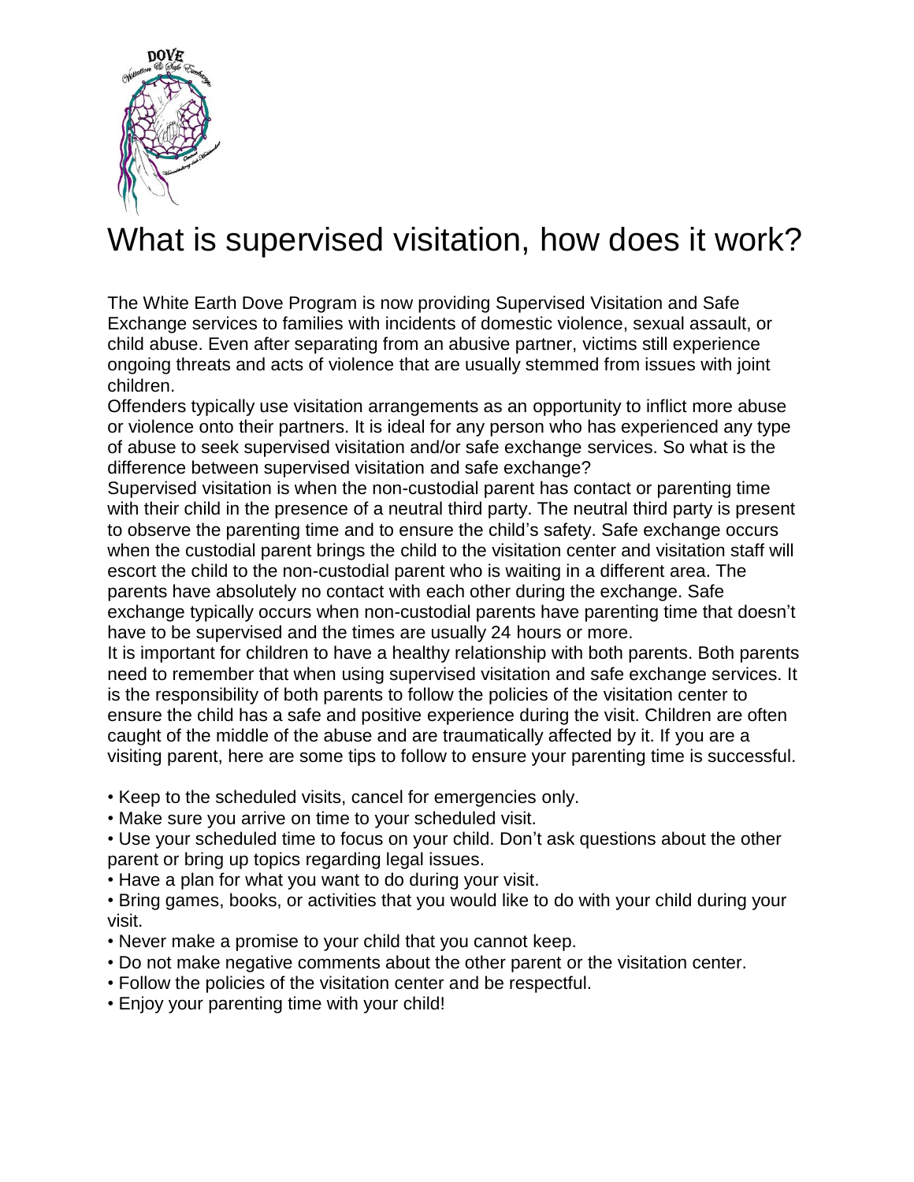# What is supervised visitation, how does it work?

The White Earth Dove Program is now providing Supervised Visitation and Safe Exchange services to families with incidents of domestic violence, sexual assault, or child abuse. Even after separating from an abusive partner, victims still experience ongoing threats and acts of violence that are usually stemmed from issues with joint children.

Offenders typically use visitation arrangements as an opportunity to inflict more abuse or violence onto their partners. It is ideal for any person who has experienced any type of abuse to seek supervised visitation and/or safe exchange services. So what is the difference between supervised visitation and safe exchange?

Supervised visitation is when the non-custodial parent has contact or parenting time with their child in the presence of a neutral third party. The neutral third party is present to observe the parenting time and to ensure the child's safety. Safe exchange occurs when the custodial parent brings the child to the visitation center and visitation staff will escort the child to the non-custodial parent who is waiting in a different area. The parents have absolutely no contact with each other during the exchange. Safe exchange typically occurs when non-custodial parents have parenting time that doesn't have to be supervised and the times are usually 24 hours or more.

It is important for children to have a healthy relationship with both parents. Both parents need to remember that when using supervised visitation and safe exchange services. It is the responsibility of both parents to follow the policies of the visitation center to ensure the child has a safe and positive experience during the visit. Children are often caught of the middle of the abuse and are traumatically affected by it. If you are a visiting parent, here are some tips to follow to ensure your parenting time is successful.

- Keep to the scheduled visits, cancel for emergencies only.
- Make sure you arrive on time to your scheduled visit.
- Use your scheduled time to focus on your child. Don't ask questions about the other parent or bring up topics regarding legal issues.
- Have a plan for what you want to do during your visit.
- Bring games, books, or activities that you would like to do with your child during your visit.
- Never make a promise to your child that you cannot keep.
- Do not make negative comments about the other parent or the visitation center.
- Follow the policies of the visitation center and be respectful.
- Enjoy your parenting time with your child!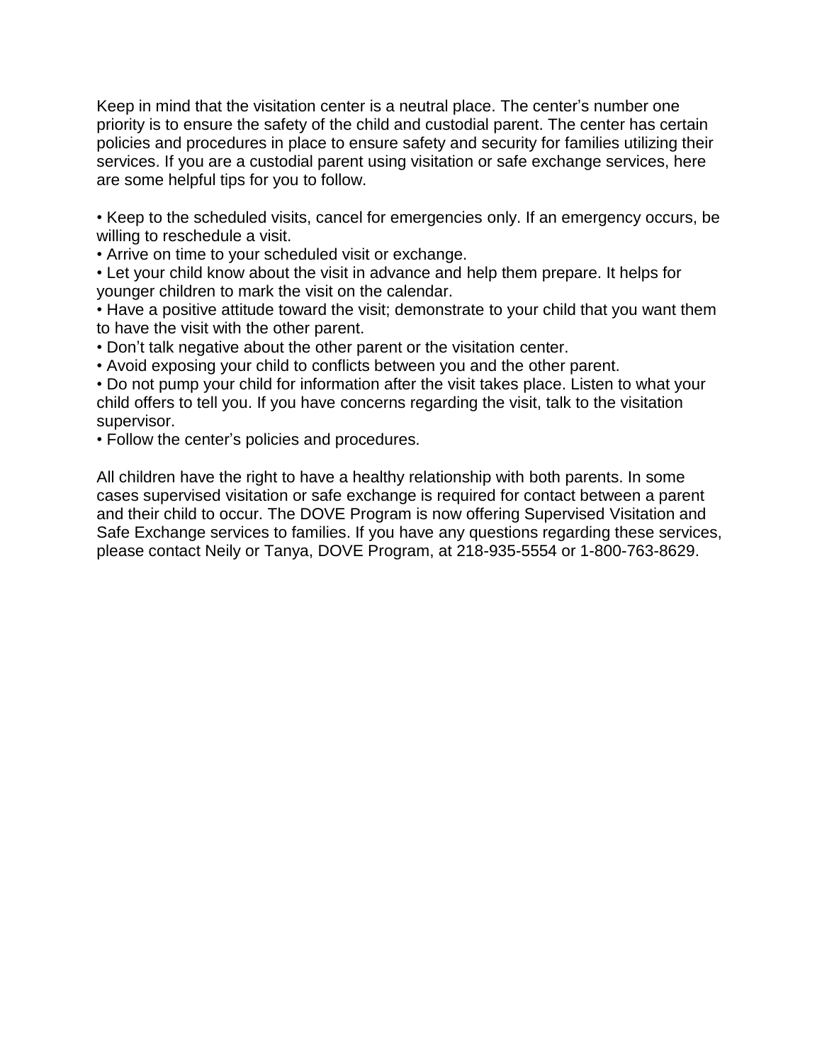Keep in mind that the visitation center is a neutral place. The center's number one priority is to ensure the safety of the child and custodial parent. The center has certain policies and procedures in place to ensure safety and security for families utilizing their services. If you are a custodial parent using visitation or safe exchange services, here are some helpful tips for you to follow.

- Keep to the scheduled visits, cancel for emergencies only. If an emergency occurs, be willing to reschedule a visit.
- Arrive on time to your scheduled visit or exchange.
- Let your child know about the visit in advance and help them prepare. It helps for younger children to mark the visit on the calendar.
- Have a positive attitude toward the visit; demonstrate to your child that you want them to have the visit with the other parent.
- Don't talk negative about the other parent or the visitation center.
- Avoid exposing your child to conflicts between you and the other parent.
- Do not pump your child for information after the visit takes place. Listen to what your child offers to tell you. If you have concerns regarding the visit, talk to the visitation supervisor.
- Follow the center's policies and procedures.

All children have the right to have a healthy relationship with both parents. In some cases supervised visitation or safe exchange is required for contact between a parent and their child to occur. The DOVE Program is now offering Supervised Visitation and Safe Exchange services to families. If you have any questions regarding these services, please contact Neily or Tanya, DOVE Program, at 218-935-5554 or 1-800-763-8629.